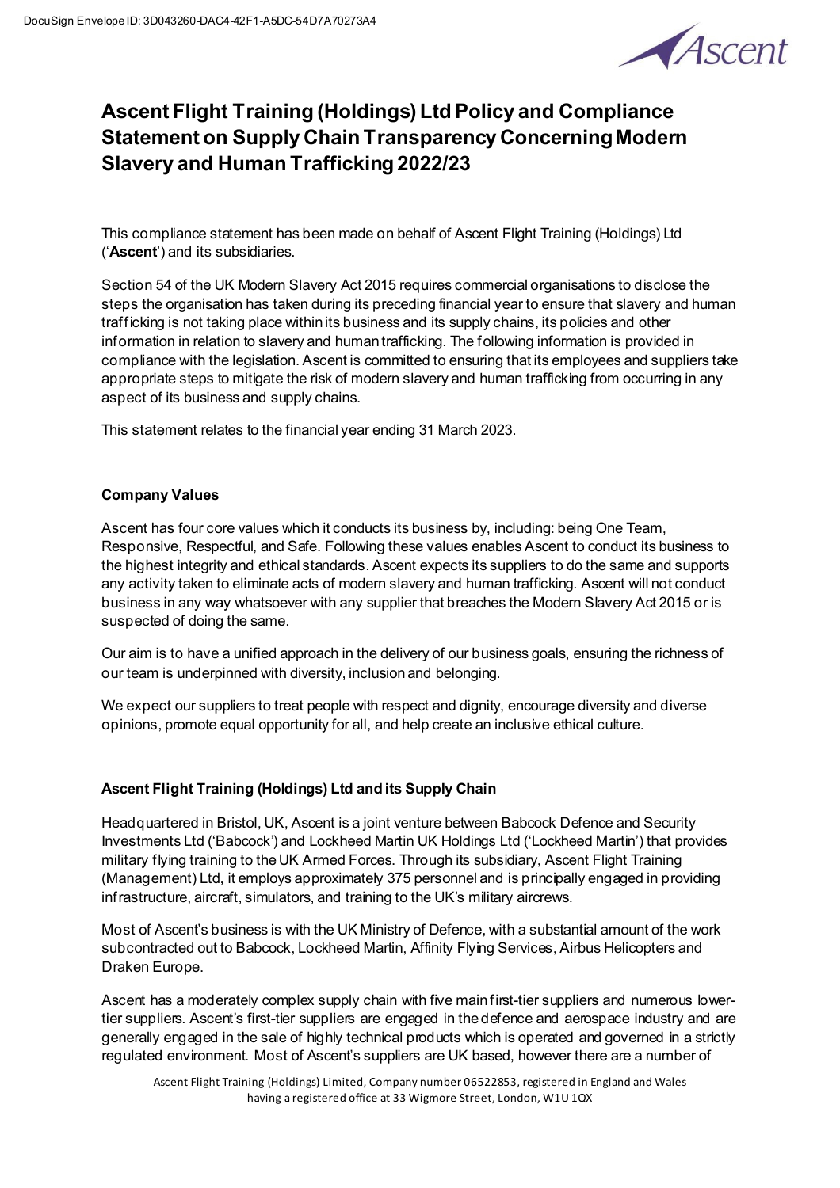# Ascent Flight Training (Holdings) Ltd Policy and Compliance Statement on Supply Chain Transparency Concerning Modern Slavery and Human Trafficking 2022/23

This compliance statement has been made on behalf of Ascent Flight Training (Holdings) Ltd ('**Ascent**') and its subsidiaries.

Section 54 of the UK Modern Slavery Act 2015 requires commercial organisations to disclose the steps the organisation has taken during its preceding financial year to ensure that slavery and human trafficking is not taking place within its business and its supply chains, its policies and other information in relation to slavery and human trafficking. The following information is provided in compliance with the legislation. Ascent is committed to ensuring that its employees and suppliers take appropriate steps to mitigate the risk of modern slavery and human trafficking from occurring in any aspect of its business and supply chains.

This statement relates to the financial year ending 31 March 2023.

### Company Values

Ascent has four core values which it conducts its business by, including: being One Team, Responsive, Respectful, and Safe. Following these values enables Ascent to conduct its business to the highest integrity and ethical standards. Ascent expects its suppliers to do the same and supports any activity taken to eliminate acts of modern slavery and human trafficking. Ascent will not conduct business in any way whatsoever with any supplier that breaches the Modern Slavery Act 2015 or is suspected of doing the same.

Our aim is to have a unified approach in the delivery of our business goals, ensuring the richness of our team is underpinned with diversity, inclusion and belonging.

We expect our suppliers to treat people with respect and dignity, encourage diversity and diverse opinions, promote equal opportunity for all, and help create an inclusive ethical culture.

### Ascent Flight Training (Holdings) Ltd and its Supply Chain

Headquartered in Bristol, UK, Ascent is a joint venture between Babcock Defence and Security Investments Ltd ('Babcock') and Lockheed Martin UK Holdings Ltd ('Lockheed Martin') that provides military flying training to the UK Armed Forces. Through its subsidiary, Ascent Flight Training (Management) Ltd, it employs approximately 375 personnel and is principally engaged in providing infrastructure, aircraft, simulators, and training to the UK's military aircrews.

Most of Ascent's business is with the UK Ministry of Defence, with a substantial amount of the work subcontracted out to Babcock, Lockheed Martin, Affinity Flying Services, Airbus Helicopters and Draken Europe.

Ascent has a moderately complex supply chain with five main first-tier suppliers and numerous lower-tier suppliers. Ascent's first-tier suppliers are engaged in the defence and aerospace industry and are generally engaged in the sale of highly technical products which is operated and governed in a strictly regulated environment. Most of Ascent's suppliers are UK based, however there are a number of

Ascent Flight Training (Holdings) Limited, Company number 06522853, registered in England and Wales having a registered office at 33 Wigmore Street, London, W1U 1QX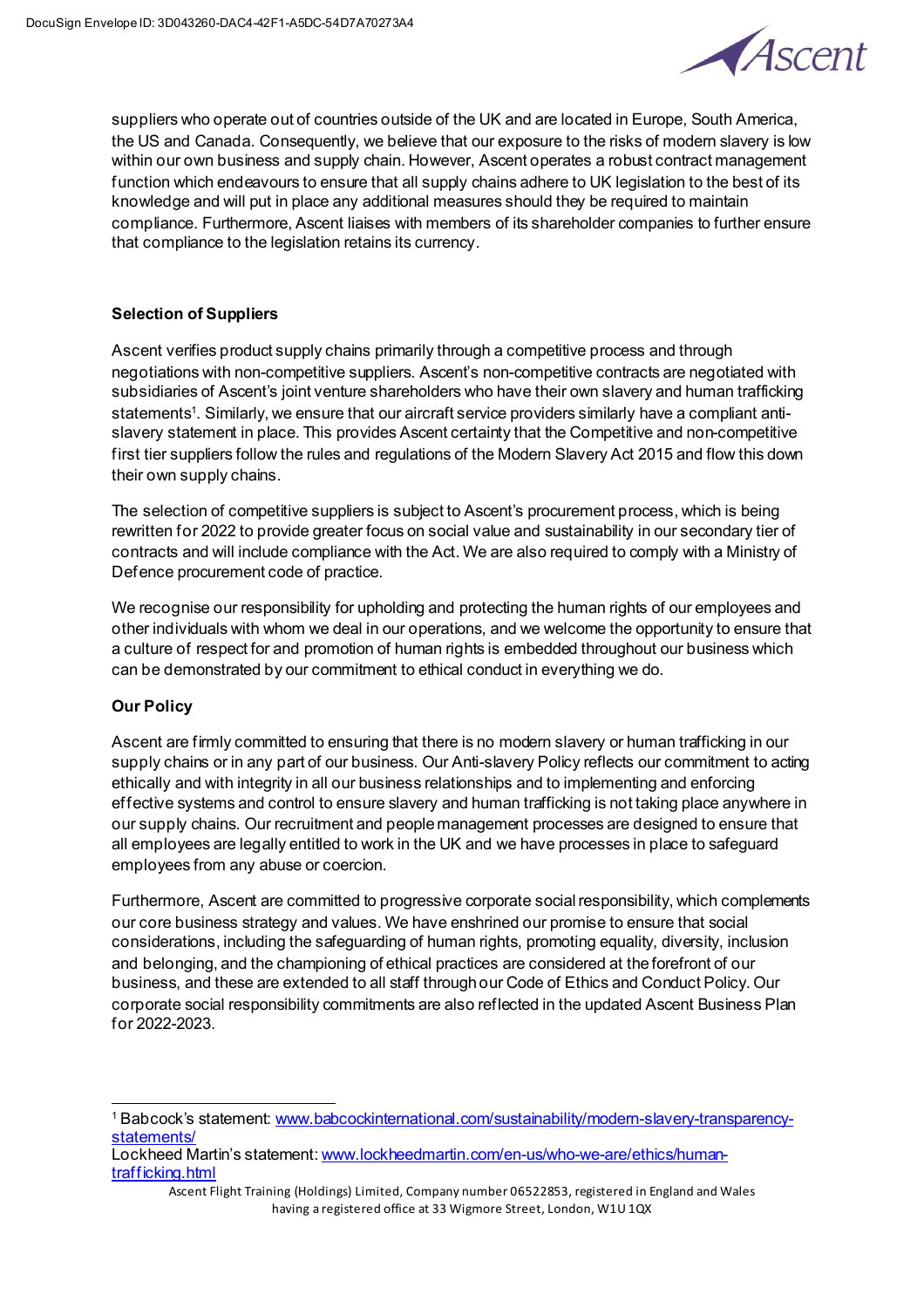suppliers who operate out of countries outside of the UK and are located in Europe, South America, the US and Canada. Consequently, we believe that our exposure to the risks of modern slavery is low within our own business and supply chain. However, Ascent operates a robust contract management function which endeavours to ensure that all supply chains adhere to UK legislation to the best of its knowledge and will put in place any additional measures should they be required to maintain compliance. Furthermore, Ascent liaises with members of its shareholder companies to further ensure that compliance to the legislation retains its currency.

**Selection of Suppliers**

Ascent verifies product supply chains primarily through a competitive process and through negotiations with non-competitive suppliers. Ascent's non-competitive contracts are negotiated with subsidiaries of Ascent's joint venture shareholders who have their own slavery and human trafficking statements[1]. Similarly, we ensure that our aircraft service providers similarly have a compliant anti-slavery statement in place. This provides Ascent certainty that the Competitive and non-competitive first tier suppliers follow the rules and regulations of the Modern Slavery Act 2015 and flow this down their own supply chains.

The selection of competitive suppliers is subject to Ascent's procurement process, which is being rewritten for 2022 to provide greater focus on social value and sustainability in our secondary tier of contracts and will include compliance with the Act. We are also required to comply with a Ministry of Defence procurement code of practice.

We recognise our responsibility for upholding and protecting the human rights of our employees and other individuals with whom we deal in our operations, and we welcome the opportunity to ensure that a culture of respect for and promotion of human rights is embedded throughout our business which can be demonstrated by our commitment to ethical conduct in everything we do.

**Our Policy**

Ascent are firmly committed to ensuring that there is no modern slavery or human trafficking in our supply chains or in any part of our business. Our Anti-slavery Policy reflects our commitment to acting ethically and with integrity in all our business relationships and to implementing and enforcing effective systems and control to ensure slavery and human trafficking is not taking place anywhere in our supply chains. Our recruitment and people management processes are designed to ensure that all employees are legally entitled to work in the UK and we have processes in place to safeguard employees from any abuse or coercion.

Furthermore, Ascent are committed to progressive corporate social responsibility, which complements our core business strategy and values. We have enshrined our promise to ensure that social considerations, including the safeguarding of human rights, promoting equality, diversity, inclusion and belonging, and the championing of ethical practices are considered at the forefront of our business, and these are extended to all staff through our Code of Ethics and Conduct Policy. Our corporate social responsibility commitments are also reflected in the updated Ascent Business Plan for 2022-2023.

---

[1] Babcock's statement: www.babcockinternational.com/sustainability/modern-slavery-transparency-statements/
Lockheed Martin's statement: www.lockheedmartin.com/en-us/who-we-are/ethics/human-trafficking.html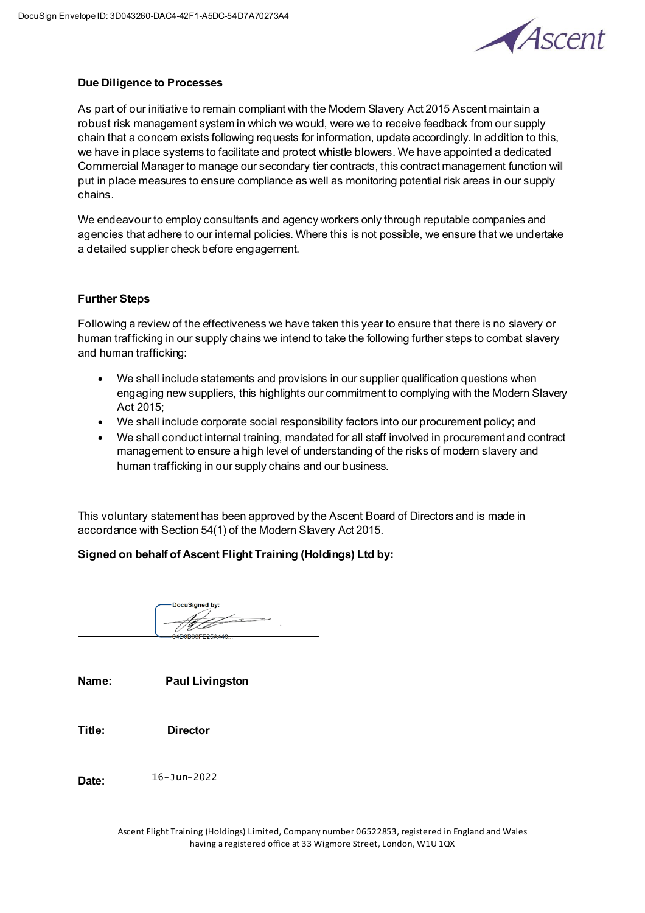**Due Diligence to Processes**

As part of our initiative to remain compliant with the Modern Slavery Act 2015 Ascent maintain a robust risk management system in which we would, were we to receive feedback from our supply chain that a concern exists following requests for information, update accordingly. In addition to this, we have in place systems to facilitate and protect whistle blowers. We have appointed a dedicated Commercial Manager to manage our secondary tier contracts, this contract management function will put in place measures to ensure compliance as well as monitoring potential risk areas in our supply chains.

We endeavour to employ consultants and agency workers only through reputable companies and agencies that adhere to our internal policies. Where this is not possible, we ensure that we undertake a detailed supplier check before engagement.

**Further Steps**

Following a review of the effectiveness we have taken this year to ensure that there is no slavery or human trafficking in our supply chains we intend to take the following further steps to combat slavery and human trafficking:

- We shall include statements and provisions in our supplier qualification questions when engaging new suppliers, this highlights our commitment to complying with the Modern Slavery Act 2015;
- We shall include corporate social responsibility factors into our procurement policy; and
- We shall conduct internal training, mandated for all staff involved in procurement and contract management to ensure a high level of understanding of the risks of modern slavery and human trafficking in our supply chains and our business.

This voluntary statement has been approved by the Ascent Board of Directors and is made in accordance with Section 54(1) of the Modern Slavery Act 2015.

**Signed on behalf of Ascent Flight Training (Holdings) Ltd by:**

DocuSigned by:

04D0B33FE25A448...

**Name:** **Paul Livingston**

**Title:** **Director**

**Date:** 16-Jun-2022

Ascent Flight Training (Holdings) Limited, Company number 06522853, registered in England and Wales having a registered office at 33 Wigmore Street, London, W1U 1QX